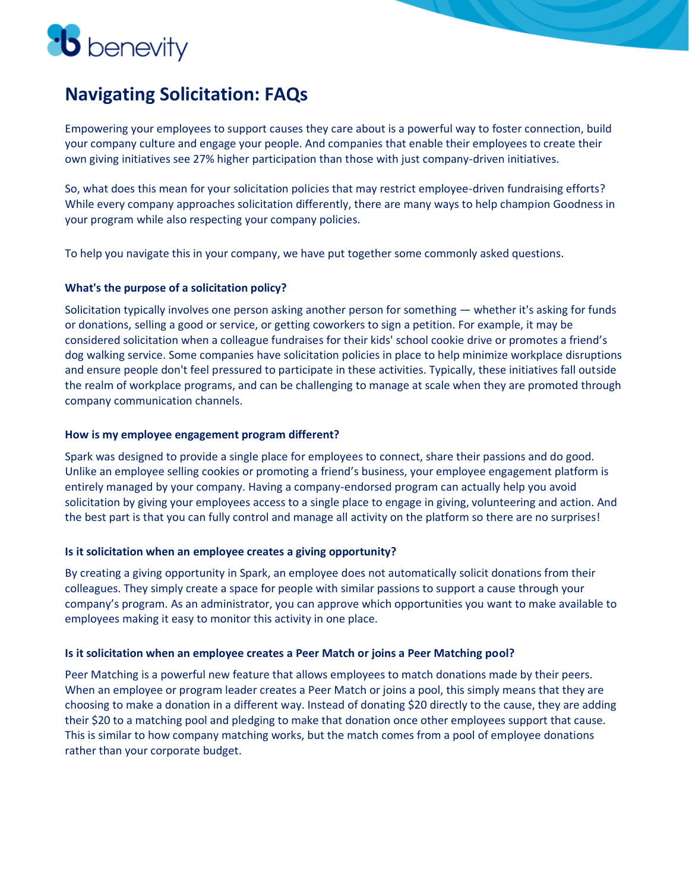# Navigating Solicitation: FAQs

Empowering your employees to support causes they care about is a powerful way to foster connection, build your company culture and engage your people. And companies that enable their employees to create their own giving initiatives see 27% higher participation than those with just company-driven initiatives.

So, what does this mean for your solicitation policies that may restrict employee-driven fundraising efforts? While every company approaches solicitation differently, there are many ways to help champion Goodness in your program while also respecting your company policies.

To help you navigate this in your company, we have put together some commonly asked questions.

### What's the purpose of a solicitation policy?

Solicitation typically involves one person asking another person for something — whether it's asking for funds or donations, selling a good or service, or getting coworkers to sign a petition. For example, it may be considered solicitation when a colleague fundraises for their kids' school cookie drive or promotes a friend's dog walking service. Some companies have solicitation policies in place to help minimize workplace disruptions and ensure people don't feel pressured to participate in these activities. Typically, these initiatives fall outside the realm of workplace programs, and can be challenging to manage at scale when they are promoted through company communication channels.

### How is my employee engagement program different?

Spark was designed to provide a single place for employees to connect, share their passions and do good. Unlike an employee selling cookies or promoting a friend's business, your employee engagement platform is entirely managed by your company. Having a company-endorsed program can actually help you avoid solicitation by giving your employees access to a single place to engage in giving, volunteering and action. And the best part is that you can fully control and manage all activity on the platform so there are no surprises!

### Is it solicitation when an employee creates a giving opportunity?

By creating a giving opportunity in Spark, an employee does not automatically solicit donations from their colleagues. They simply create a space for people with similar passions to support a cause through your company's program. As an administrator, you can approve which opportunities you want to make available to employees making it easy to monitor this activity in one place.

### Is it solicitation when an employee creates a Peer Match or joins a Peer Matching pool?

Peer Matching is a powerful new feature that allows employees to match donations made by their peers. When an employee or program leader creates a Peer Match or joins a pool, this simply means that they are choosing to make a donation in a different way. Instead of donating $20 directly to the cause, they are adding their $20 to a matching pool and pledging to make that donation once other employees support that cause. This is similar to how company matching works, but the match comes from a pool of employee donations rather than your corporate budget.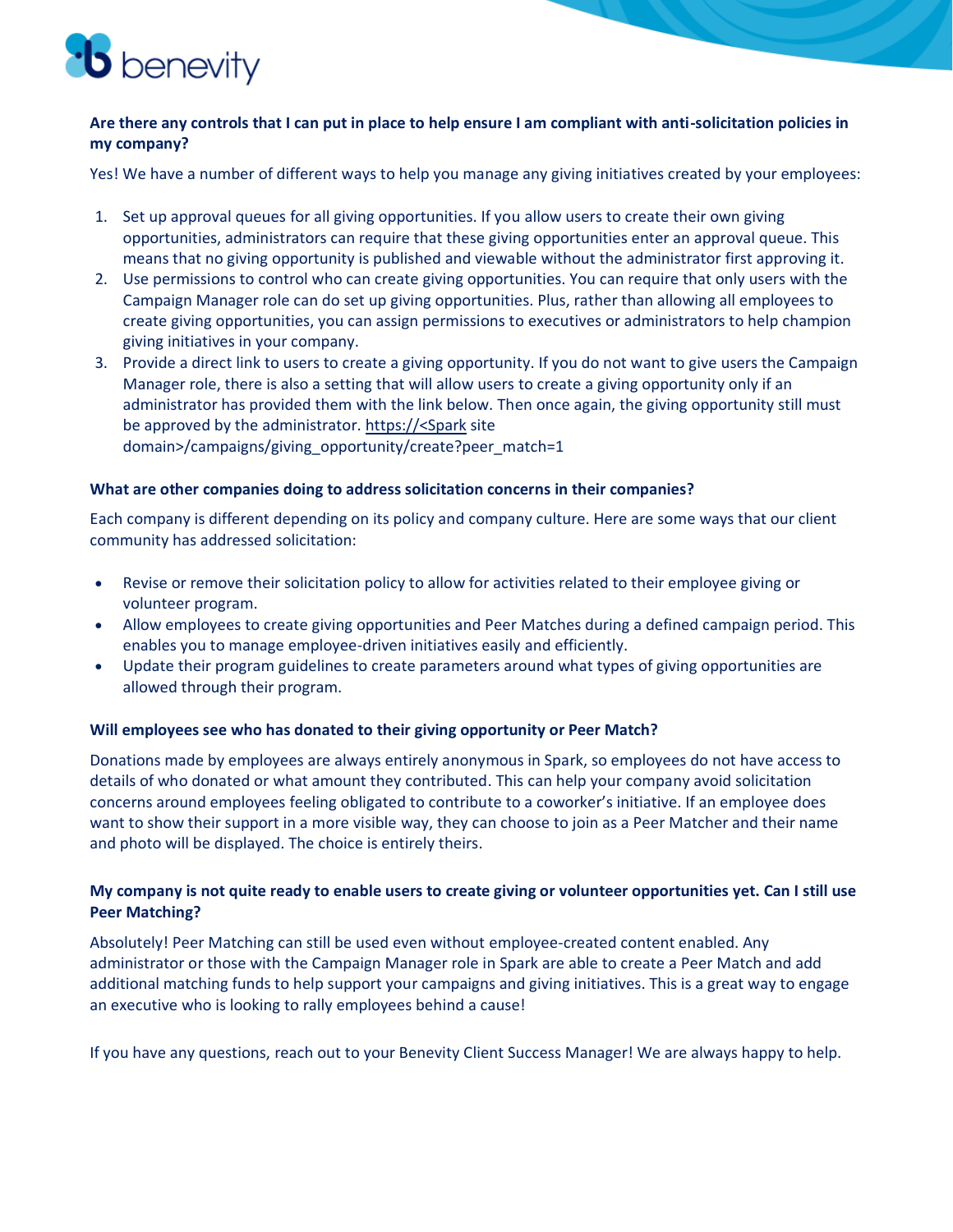**Are there any controls that I can put in place to help ensure I am compliant with anti-solicitation policies in my company?**

Yes! We have a number of different ways to help you manage any giving initiatives created by your employees:

1. Set up approval queues for all giving opportunities. If you allow users to create their own giving opportunities, administrators can require that these giving opportunities enter an approval queue. This means that no giving opportunity is published and viewable without the administrator first approving it.
2. Use permissions to control who can create giving opportunities. You can require that only users with the Campaign Manager role can do set up giving opportunities. Plus, rather than allowing all employees to create giving opportunities, you can assign permissions to executives or administrators to help champion giving initiatives in your company.
3. Provide a direct link to users to create a giving opportunity. If you do not want to give users the Campaign Manager role, there is also a setting that will allow users to create a giving opportunity only if an administrator has provided them with the link below. Then once again, the giving opportunity still must be approved by the administrator. https://<Spark site domain>/campaigns/giving_opportunity/create?peer_match=1

**What are other companies doing to address solicitation concerns in their companies?**

Each company is different depending on its policy and company culture. Here are some ways that our client community has addressed solicitation:

- Revise or remove their solicitation policy to allow for activities related to their employee giving or volunteer program.
- Allow employees to create giving opportunities and Peer Matches during a defined campaign period. This enables you to manage employee-driven initiatives easily and efficiently.
- Update their program guidelines to create parameters around what types of giving opportunities are allowed through their program.

**Will employees see who has donated to their giving opportunity or Peer Match?**

Donations made by employees are always entirely anonymous in Spark, so employees do not have access to details of who donated or what amount they contributed. This can help your company avoid solicitation concerns around employees feeling obligated to contribute to a coworker's initiative. If an employee does want to show their support in a more visible way, they can choose to join as a Peer Matcher and their name and photo will be displayed. The choice is entirely theirs.

**My company is not quite ready to enable users to create giving or volunteer opportunities yet. Can I still use Peer Matching?**

Absolutely! Peer Matching can still be used even without employee-created content enabled. Any administrator or those with the Campaign Manager role in Spark are able to create a Peer Match and add additional matching funds to help support your campaigns and giving initiatives. This is a great way to engage an executive who is looking to rally employees behind a cause!

If you have any questions, reach out to your Benevity Client Success Manager! We are always happy to help.